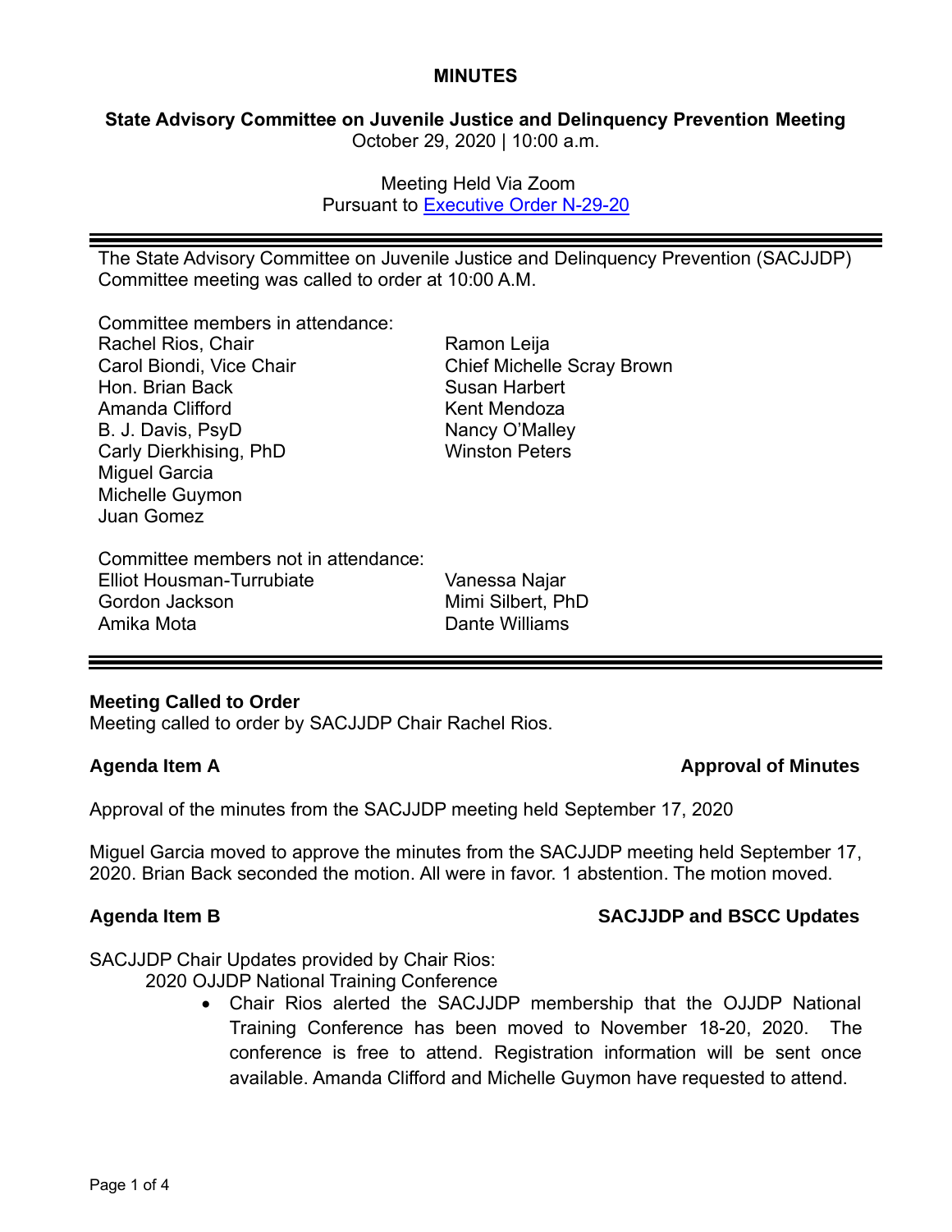# MINUTES

## State Advisory Committee on Juvenile Justice and Delinquency Prevention Meeting

October 29, 2020 | 10:00 a.m.

Meeting Held Via Zoom
Pursuant to [Executive Order N-29-20]

---

The State Advisory Committee on Juvenile Justice and Delinquency Prevention (SACJJDP) Committee meeting was called to order at 10:00 A.M.

Committee members in attendance:

Rachel Rios, Chair
Carol Biondi, Vice Chair
Hon. Brian Back
Amanda Clifford
B. J. Davis, PsyD
Carly Dierkhising, PhD
Miguel Garcia
Michelle Guymon
Juan Gomez
Ramon Leija
Chief Michelle Scray Brown
Susan Harbert
Kent Mendoza
Nancy O'Malley
Winston Peters

Committee members not in attendance:

Elliot Housman-Turrubiate
Gordon Jackson
Amika Mota
Vanessa Najar
Mimi Silbert, PhD
Dante Williams

---

**Meeting Called to Order**
Meeting called to order by SACJJDP Chair Rachel Rios.

**Agenda Item A** **Approval of Minutes**

Approval of the minutes from the SACJJDP meeting held September 17, 2020

Miguel Garcia moved to approve the minutes from the SACJJDP meeting held September 17, 2020. Brian Back seconded the motion. All were in favor. 1 abstention. The motion moved.

**Agenda Item B** **SACJJDP and BSCC Updates**

SACJJDP Chair Updates provided by Chair Rios:

2020 OJJDP National Training Conference

- Chair Rios alerted the SACJJDP membership that the OJJDP National Training Conference has been moved to November 18-20, 2020. The conference is free to attend. Registration information will be sent once available. Amanda Clifford and Michelle Guymon have requested to attend.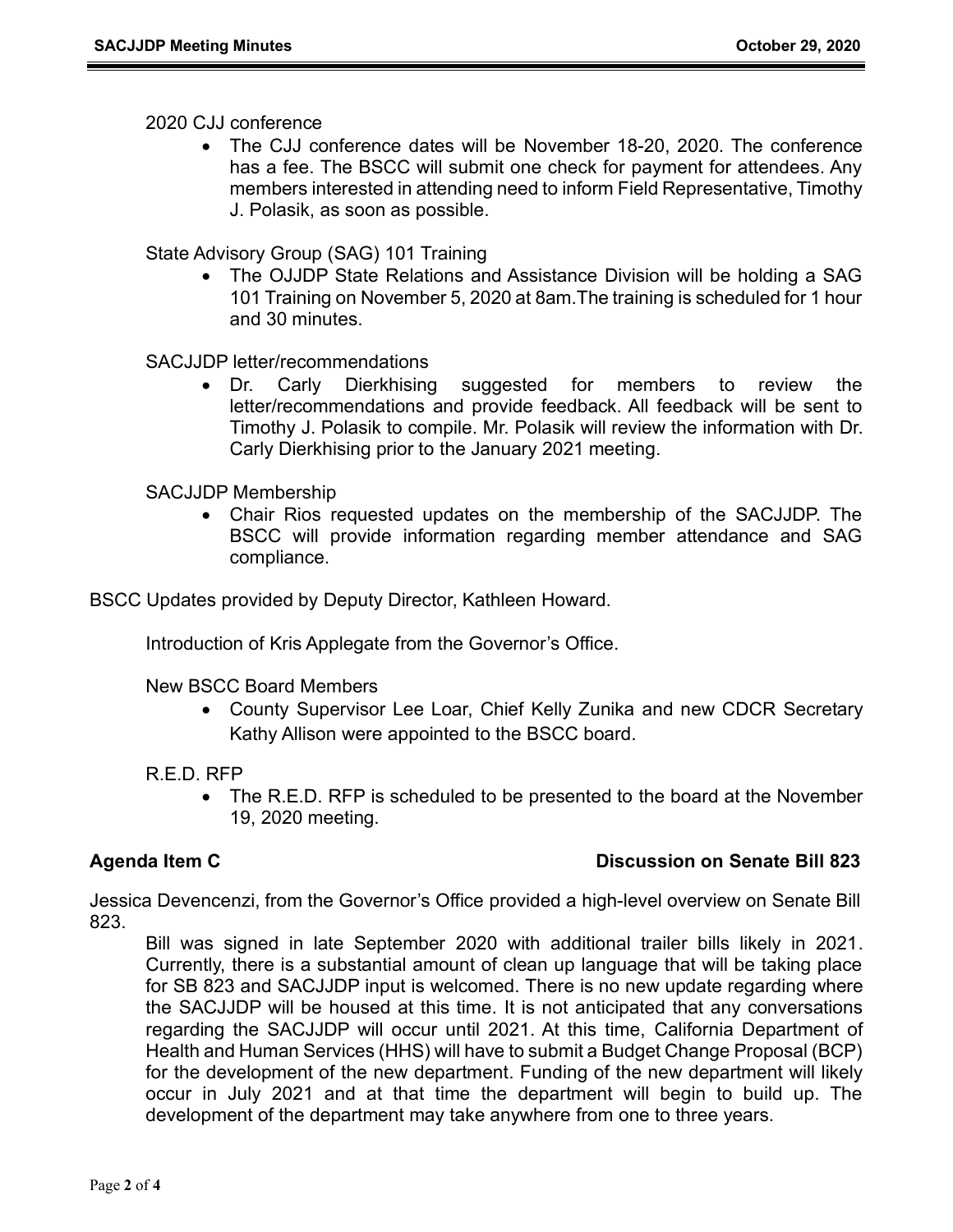2020 CJJ conference

- The CJJ conference dates will be November 18-20, 2020. The conference has a fee. The BSCC will submit one check for payment for attendees. Any members interested in attending need to inform Field Representative, Timothy J. Polasik, as soon as possible.

State Advisory Group (SAG) 101 Training

- The OJJDP State Relations and Assistance Division will be holding a SAG 101 Training on November 5, 2020 at 8am.The training is scheduled for 1 hour and 30 minutes.

SACJJDP letter/recommendations

- Dr. Carly Dierkhising suggested for members to review the letter/recommendations and provide feedback. All feedback will be sent to Timothy J. Polasik to compile. Mr. Polasik will review the information with Dr. Carly Dierkhising prior to the January 2021 meeting.

SACJJDP Membership

- Chair Rios requested updates on the membership of the SACJJDP. The BSCC will provide information regarding member attendance and SAG compliance.

BSCC Updates provided by Deputy Director, Kathleen Howard.

Introduction of Kris Applegate from the Governor's Office.

New BSCC Board Members

- County Supervisor Lee Loar, Chief Kelly Zunika and new CDCR Secretary Kathy Allison were appointed to the BSCC board.

R.E.D. RFP

- The R.E.D. RFP is scheduled to be presented to the board at the November 19, 2020 meeting.

**Agenda Item C** **Discussion on Senate Bill 823**

Jessica Devencenzi, from the Governor's Office provided a high-level overview on Senate Bill 823.

Bill was signed in late September 2020 with additional trailer bills likely in 2021. Currently, there is a substantial amount of clean up language that will be taking place for SB 823 and SACJJDP input is welcomed. There is no new update regarding where the SACJJDP will be housed at this time. It is not anticipated that any conversations regarding the SACJJDP will occur until 2021. At this time, California Department of Health and Human Services (HHS) will have to submit a Budget Change Proposal (BCP) for the development of the new department. Funding of the new department will likely occur in July 2021 and at that time the department will begin to build up. The development of the department may take anywhere from one to three years.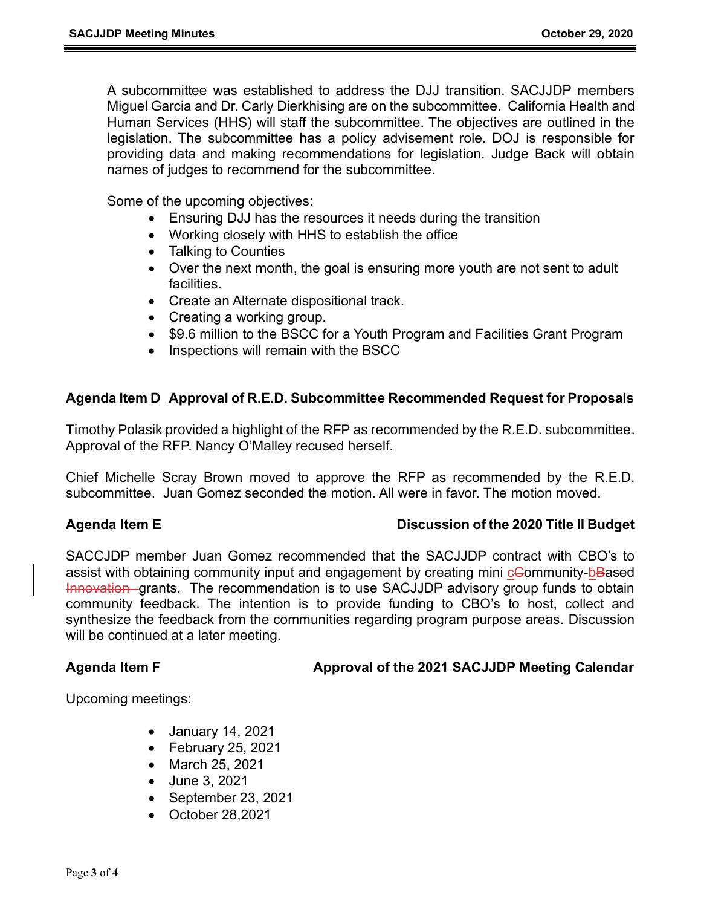A subcommittee was established to address the DJJ transition. SACJJDP members Miguel Garcia and Dr. Carly Dierkhising are on the subcommittee. California Health and Human Services (HHS) will staff the subcommittee. The objectives are outlined in the legislation. The subcommittee has a policy advisement role. DOJ is responsible for providing data and making recommendations for legislation. Judge Back will obtain names of judges to recommend for the subcommittee.

Some of the upcoming objectives:

- Ensuring DJJ has the resources it needs during the transition
- Working closely with HHS to establish the office
- Talking to Counties
- Over the next month, the goal is ensuring more youth are not sent to adult facilities.
- Create an Alternate dispositional track.
- Creating a working group.
- $9.6 million to the BSCC for a Youth Program and Facilities Grant Program
- Inspections will remain with the BSCC

**Agenda Item D Approval of R.E.D. Subcommittee Recommended Request for Proposals**

Timothy Polasik provided a highlight of the RFP as recommended by the R.E.D. subcommittee. Approval of the RFP. Nancy O'Malley recused herself.

Chief Michelle Scray Brown moved to approve the RFP as recommended by the R.E.D. subcommittee. Juan Gomez seconded the motion. All were in favor. The motion moved.

**Agenda Item E Discussion of the 2020 Title II Budget**

SACCJDP member Juan Gomez recommended that the SACJJDP contract with CBO's to assist with obtaining community input and engagement by creating mini c~~C~~ommunity-b~~B~~ased ~~Innovation~~ grants. The recommendation is to use SACJJDP advisory group funds to obtain community feedback. The intention is to provide funding to CBO's to host, collect and synthesize the feedback from the communities regarding program purpose areas. Discussion will be continued at a later meeting.

**Agenda Item F Approval of the 2021 SACJJDP Meeting Calendar**

Upcoming meetings:

- January 14, 2021
- February 25, 2021
- March 25, 2021
- June 3, 2021
- September 23, 2021
- October 28,2021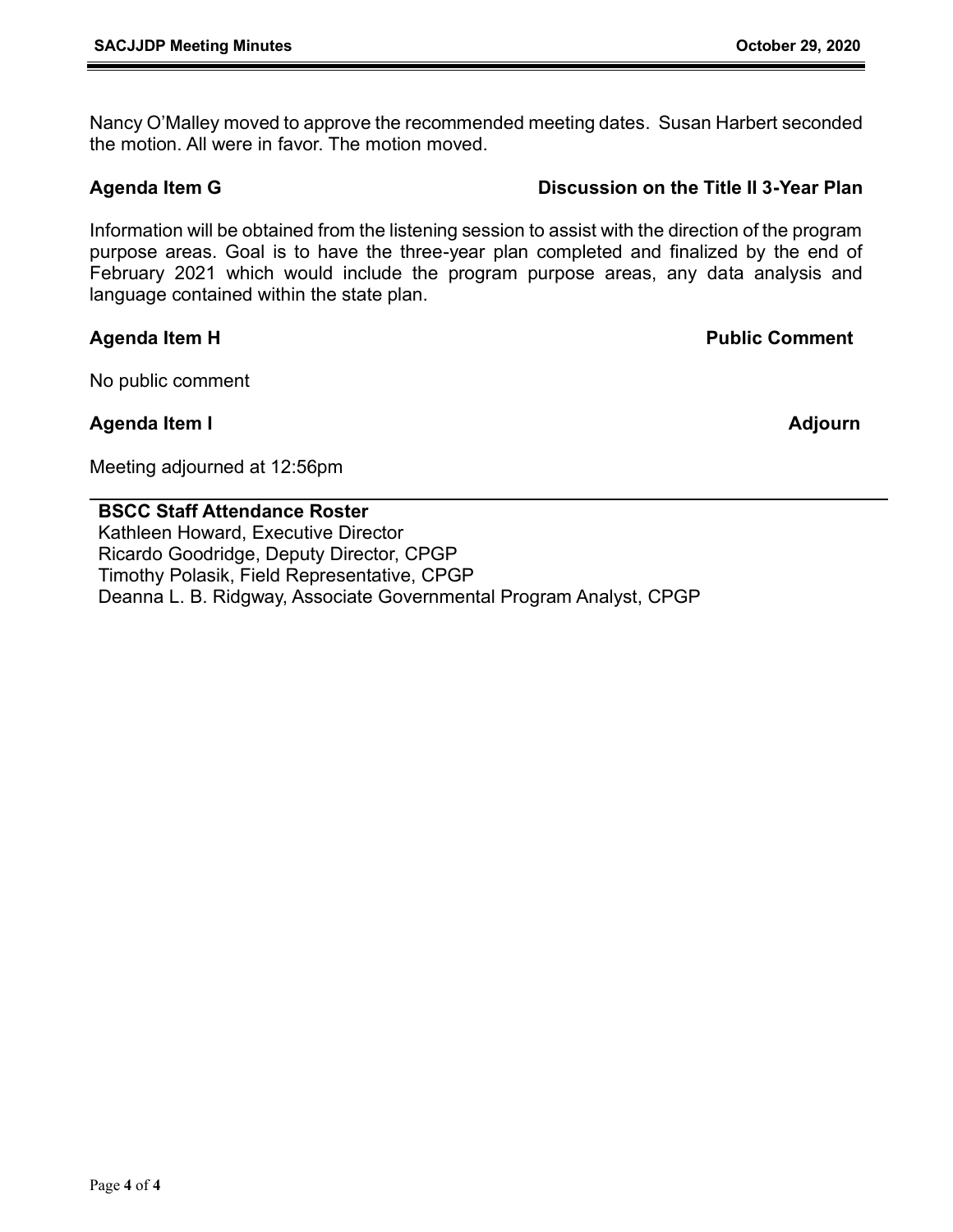Nancy O'Malley moved to approve the recommended meeting dates. Susan Harbert seconded the motion. All were in favor. The motion moved.

**Agenda Item G** **Discussion on the Title II 3-Year Plan**

Information will be obtained from the listening session to assist with the direction of the program purpose areas. Goal is to have the three-year plan completed and finalized by the end of February 2021 which would include the program purpose areas, any data analysis and language contained within the state plan.

**Agenda Item H** **Public Comment**

No public comment

**Agenda Item I** **Adjourn**

Meeting adjourned at 12:56pm

**BSCC Staff Attendance Roster**

Kathleen Howard, Executive Director
Ricardo Goodridge, Deputy Director, CPGP
Timothy Polasik, Field Representative, CPGP
Deanna L. B. Ridgway, Associate Governmental Program Analyst, CPGP